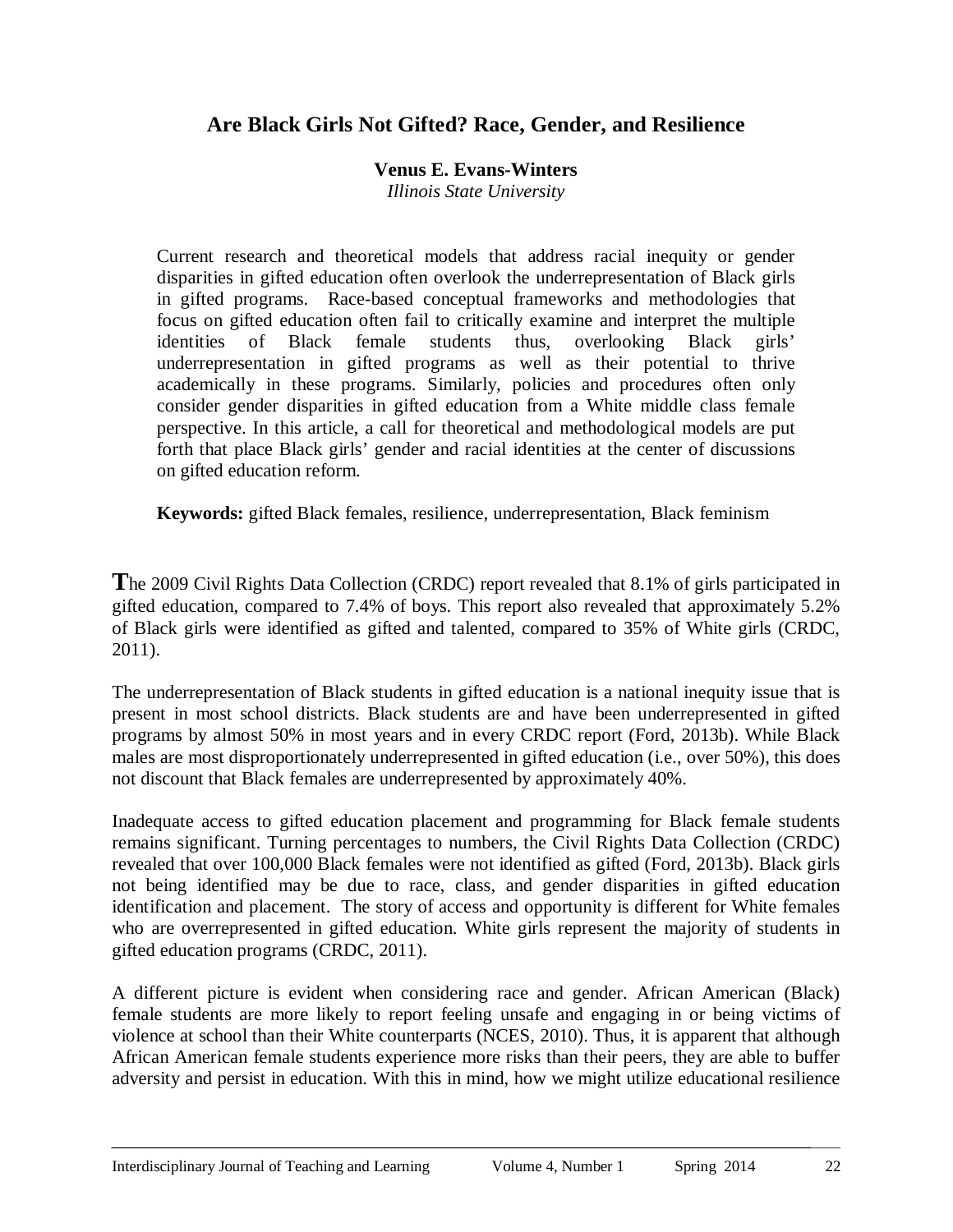# Are Black Girls Not Gifted? Race, Gender, and Resilience

**Venus E. Evans-Winters**
*Illinois State University*

Current research and theoretical models that address racial inequity or gender disparities in gifted education often overlook the underrepresentation of Black girls in gifted programs. Race-based conceptual frameworks and methodologies that focus on gifted education often fail to critically examine and interpret the multiple identities of Black female students thus, overlooking Black girls' underrepresentation in gifted programs as well as their potential to thrive academically in these programs. Similarly, policies and procedures often only consider gender disparities in gifted education from a White middle class female perspective. In this article, a call for theoretical and methodological models are put forth that place Black girls' gender and racial identities at the center of discussions on gifted education reform.

**Keywords:** gifted Black females, resilience, underrepresentation, Black feminism

The 2009 Civil Rights Data Collection (CRDC) report revealed that 8.1% of girls participated in gifted education, compared to 7.4% of boys. This report also revealed that approximately 5.2% of Black girls were identified as gifted and talented, compared to 35% of White girls (CRDC, 2011).

The underrepresentation of Black students in gifted education is a national inequity issue that is present in most school districts. Black students are and have been underrepresented in gifted programs by almost 50% in most years and in every CRDC report (Ford, 2013b). While Black males are most disproportionately underrepresented in gifted education (i.e., over 50%), this does not discount that Black females are underrepresented by approximately 40%.

Inadequate access to gifted education placement and programming for Black female students remains significant. Turning percentages to numbers, the Civil Rights Data Collection (CRDC) revealed that over 100,000 Black females were not identified as gifted (Ford, 2013b). Black girls not being identified may be due to race, class, and gender disparities in gifted education identification and placement. The story of access and opportunity is different for White females who are overrepresented in gifted education. White girls represent the majority of students in gifted education programs (CRDC, 2011).

A different picture is evident when considering race and gender. African American (Black) female students are more likely to report feeling unsafe and engaging in or being victims of violence at school than their White counterparts (NCES, 2010). Thus, it is apparent that although African American female students experience more risks than their peers, they are able to buffer adversity and persist in education. With this in mind, how we might utilize educational resilience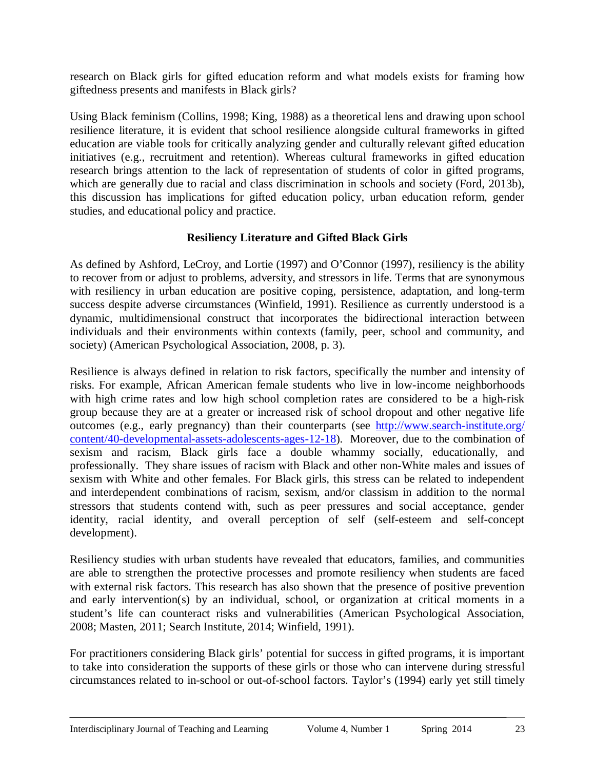research on Black girls for gifted education reform and what models exists for framing how giftedness presents and manifests in Black girls?

Using Black feminism (Collins, 1998; King, 1988) as a theoretical lens and drawing upon school resilience literature, it is evident that school resilience alongside cultural frameworks in gifted education are viable tools for critically analyzing gender and culturally relevant gifted education initiatives (e.g., recruitment and retention). Whereas cultural frameworks in gifted education research brings attention to the lack of representation of students of color in gifted programs, which are generally due to racial and class discrimination in schools and society (Ford, 2013b), this discussion has implications for gifted education policy, urban education reform, gender studies, and educational policy and practice.

## Resiliency Literature and Gifted Black Girls

As defined by Ashford, LeCroy, and Lortie (1997) and O'Connor (1997), resiliency is the ability to recover from or adjust to problems, adversity, and stressors in life. Terms that are synonymous with resiliency in urban education are positive coping, persistence, adaptation, and long-term success despite adverse circumstances (Winfield, 1991). Resilience as currently understood is a dynamic, multidimensional construct that incorporates the bidirectional interaction between individuals and their environments within contexts (family, peer, school and community, and society) (American Psychological Association, 2008, p. 3).

Resilience is always defined in relation to risk factors, specifically the number and intensity of risks. For example, African American female students who live in low-income neighborhoods with high crime rates and low high school completion rates are considered to be a high-risk group because they are at a greater or increased risk of school dropout and other negative life outcomes (e.g., early pregnancy) than their counterparts (see [http://www.search-institute.org/content/40-developmental-assets-adolescents-ages-12-18](http://www.search-institute.org/content/40-developmental-assets-adolescents-ages-12-18)). Moreover, due to the combination of sexism and racism, Black girls face a double whammy socially, educationally, and professionally. They share issues of racism with Black and other non-White males and issues of sexism with White and other females. For Black girls, this stress can be related to independent and interdependent combinations of racism, sexism, and/or classism in addition to the normal stressors that students contend with, such as peer pressures and social acceptance, gender identity, racial identity, and overall perception of self (self-esteem and self-concept development).

Resiliency studies with urban students have revealed that educators, families, and communities are able to strengthen the protective processes and promote resiliency when students are faced with external risk factors. This research has also shown that the presence of positive prevention and early intervention(s) by an individual, school, or organization at critical moments in a student's life can counteract risks and vulnerabilities (American Psychological Association, 2008; Masten, 2011; Search Institute, 2014; Winfield, 1991).

For practitioners considering Black girls' potential for success in gifted programs, it is important to take into consideration the supports of these girls or those who can intervene during stressful circumstances related to in-school or out-of-school factors. Taylor's (1994) early yet still timely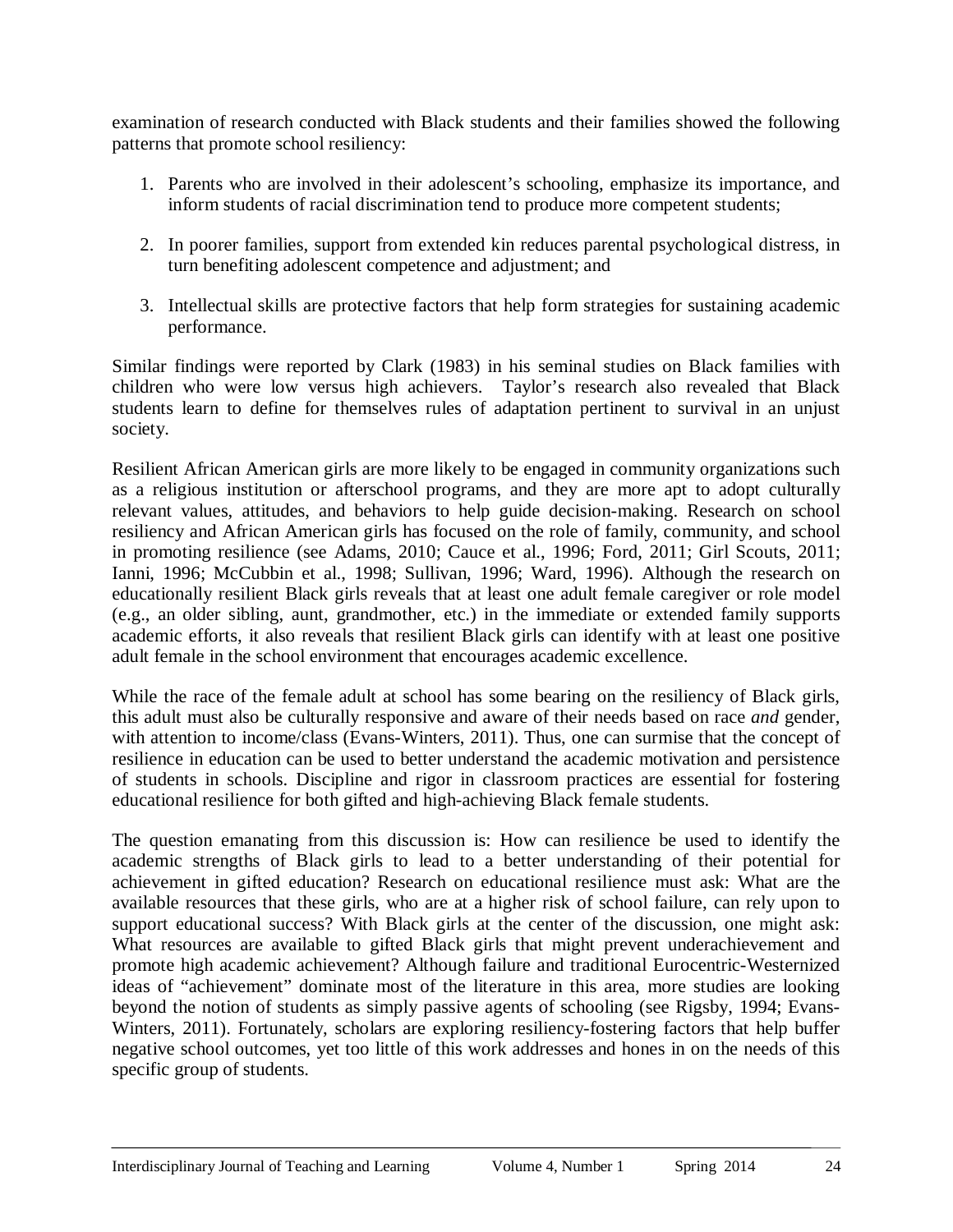examination of research conducted with Black students and their families showed the following patterns that promote school resiliency:

1. Parents who are involved in their adolescent's schooling, emphasize its importance, and inform students of racial discrimination tend to produce more competent students;

2. In poorer families, support from extended kin reduces parental psychological distress, in turn benefiting adolescent competence and adjustment; and

3. Intellectual skills are protective factors that help form strategies for sustaining academic performance.

Similar findings were reported by Clark (1983) in his seminal studies on Black families with children who were low versus high achievers. Taylor's research also revealed that Black students learn to define for themselves rules of adaptation pertinent to survival in an unjust society.

Resilient African American girls are more likely to be engaged in community organizations such as a religious institution or afterschool programs, and they are more apt to adopt culturally relevant values, attitudes, and behaviors to help guide decision-making. Research on school resiliency and African American girls has focused on the role of family, community, and school in promoting resilience (see Adams, 2010; Cauce et al., 1996; Ford, 2011; Girl Scouts, 2011; Ianni, 1996; McCubbin et al., 1998; Sullivan, 1996; Ward, 1996). Although the research on educationally resilient Black girls reveals that at least one adult female caregiver or role model (e.g., an older sibling, aunt, grandmother, etc.) in the immediate or extended family supports academic efforts, it also reveals that resilient Black girls can identify with at least one positive adult female in the school environment that encourages academic excellence.

While the race of the female adult at school has some bearing on the resiliency of Black girls, this adult must also be culturally responsive and aware of their needs based on race *and* gender, with attention to income/class (Evans-Winters, 2011). Thus, one can surmise that the concept of resilience in education can be used to better understand the academic motivation and persistence of students in schools. Discipline and rigor in classroom practices are essential for fostering educational resilience for both gifted and high-achieving Black female students.

The question emanating from this discussion is: How can resilience be used to identify the academic strengths of Black girls to lead to a better understanding of their potential for achievement in gifted education? Research on educational resilience must ask: What are the available resources that these girls, who are at a higher risk of school failure, can rely upon to support educational success? With Black girls at the center of the discussion, one might ask: What resources are available to gifted Black girls that might prevent underachievement and promote high academic achievement? Although failure and traditional Eurocentric-Westernized ideas of "achievement" dominate most of the literature in this area, more studies are looking beyond the notion of students as simply passive agents of schooling (see Rigsby, 1994; Evans-Winters, 2011). Fortunately, scholars are exploring resiliency-fostering factors that help buffer negative school outcomes, yet too little of this work addresses and hones in on the needs of this specific group of students.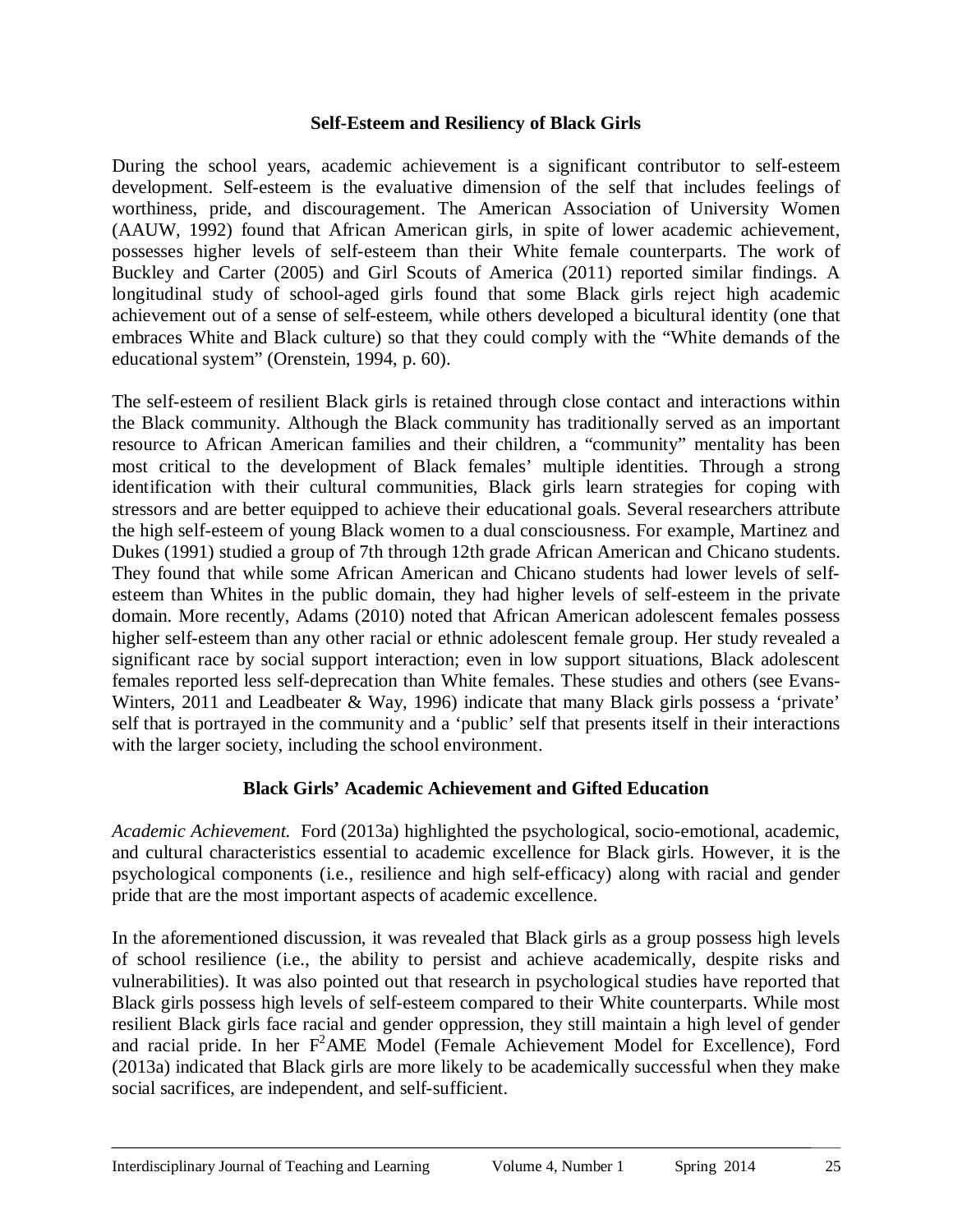## Self-Esteem and Resiliency of Black Girls

During the school years, academic achievement is a significant contributor to self-esteem development. Self-esteem is the evaluative dimension of the self that includes feelings of worthiness, pride, and discouragement. The American Association of University Women (AAUW, 1992) found that African American girls, in spite of lower academic achievement, possesses higher levels of self-esteem than their White female counterparts. The work of Buckley and Carter (2005) and Girl Scouts of America (2011) reported similar findings. A longitudinal study of school-aged girls found that some Black girls reject high academic achievement out of a sense of self-esteem, while others developed a bicultural identity (one that embraces White and Black culture) so that they could comply with the "White demands of the educational system" (Orenstein, 1994, p. 60).

The self-esteem of resilient Black girls is retained through close contact and interactions within the Black community. Although the Black community has traditionally served as an important resource to African American families and their children, a "community" mentality has been most critical to the development of Black females' multiple identities. Through a strong identification with their cultural communities, Black girls learn strategies for coping with stressors and are better equipped to achieve their educational goals. Several researchers attribute the high self-esteem of young Black women to a dual consciousness. For example, Martinez and Dukes (1991) studied a group of 7th through 12th grade African American and Chicano students. They found that while some African American and Chicano students had lower levels of self-esteem than Whites in the public domain, they had higher levels of self-esteem in the private domain. More recently, Adams (2010) noted that African American adolescent females possess higher self-esteem than any other racial or ethnic adolescent female group. Her study revealed a significant race by social support interaction; even in low support situations, Black adolescent females reported less self-deprecation than White females. These studies and others (see Evans-Winters, 2011 and Leadbeater & Way, 1996) indicate that many Black girls possess a 'private' self that is portrayed in the community and a 'public' self that presents itself in their interactions with the larger society, including the school environment.

## Black Girls' Academic Achievement and Gifted Education

*Academic Achievement.* Ford (2013a) highlighted the psychological, socio-emotional, academic, and cultural characteristics essential to academic excellence for Black girls. However, it is the psychological components (i.e., resilience and high self-efficacy) along with racial and gender pride that are the most important aspects of academic excellence.

In the aforementioned discussion, it was revealed that Black girls as a group possess high levels of school resilience (i.e., the ability to persist and achieve academically, despite risks and vulnerabilities). It was also pointed out that research in psychological studies have reported that Black girls possess high levels of self-esteem compared to their White counterparts. While most resilient Black girls face racial and gender oppression, they still maintain a high level of gender and racial pride. In her $F^2$AME Model (Female Achievement Model for Excellence), Ford (2013a) indicated that Black girls are more likely to be academically successful when they make social sacrifices, are independent, and self-sufficient.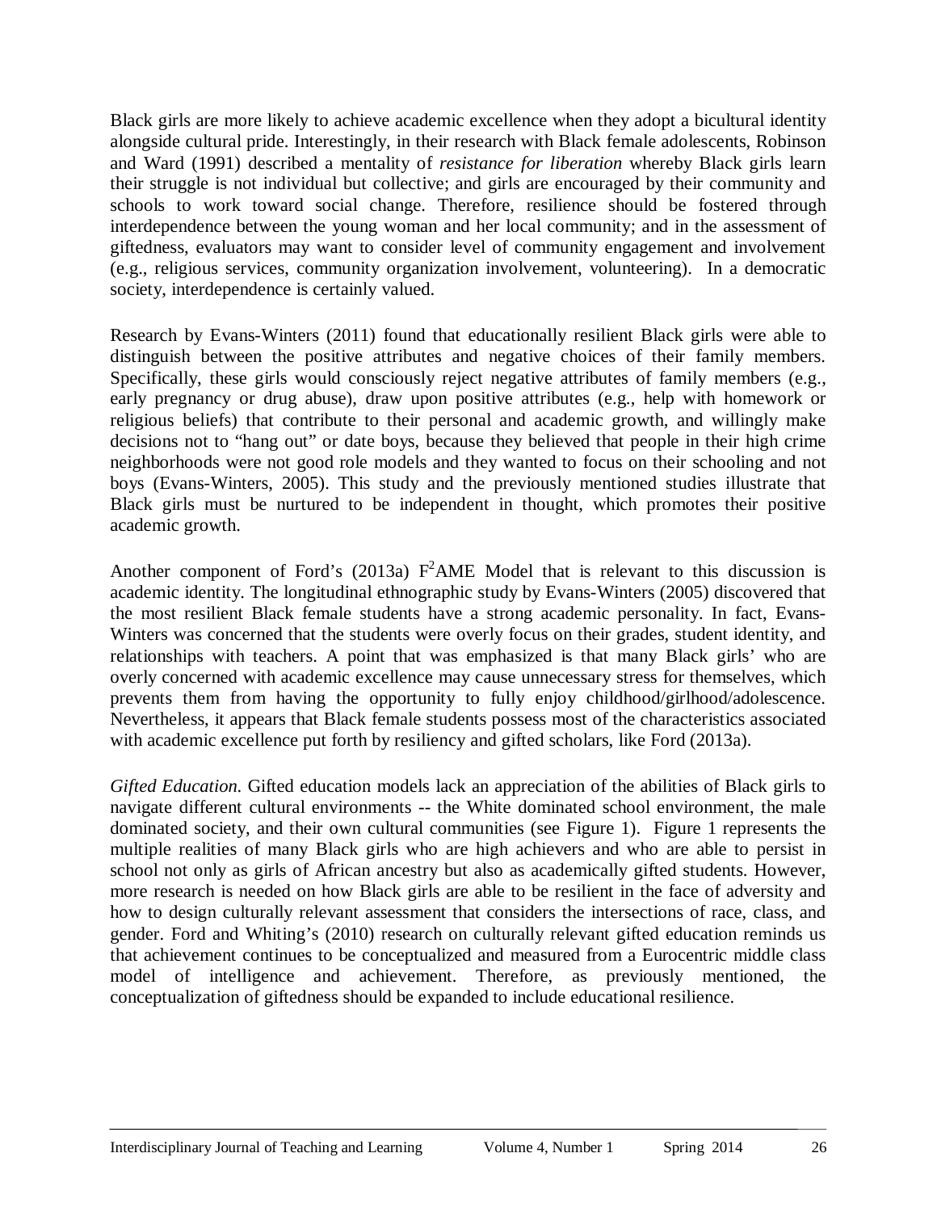Black girls are more likely to achieve academic excellence when they adopt a bicultural identity alongside cultural pride. Interestingly, in their research with Black female adolescents, Robinson and Ward (1991) described a mentality of *resistance for liberation* whereby Black girls learn their struggle is not individual but collective; and girls are encouraged by their community and schools to work toward social change. Therefore, resilience should be fostered through interdependence between the young woman and her local community; and in the assessment of giftedness, evaluators may want to consider level of community engagement and involvement (e.g., religious services, community organization involvement, volunteering). In a democratic society, interdependence is certainly valued.

Research by Evans-Winters (2011) found that educationally resilient Black girls were able to distinguish between the positive attributes and negative choices of their family members. Specifically, these girls would consciously reject negative attributes of family members (e.g., early pregnancy or drug abuse), draw upon positive attributes (e.g., help with homework or religious beliefs) that contribute to their personal and academic growth, and willingly make decisions not to "hang out" or date boys, because they believed that people in their high crime neighborhoods were not good role models and they wanted to focus on their schooling and not boys (Evans-Winters, 2005). This study and the previously mentioned studies illustrate that Black girls must be nurtured to be independent in thought, which promotes their positive academic growth.

Another component of Ford's (2013a) $F^2$AME Model that is relevant to this discussion is academic identity. The longitudinal ethnographic study by Evans-Winters (2005) discovered that the most resilient Black female students have a strong academic personality. In fact, Evans-Winters was concerned that the students were overly focus on their grades, student identity, and relationships with teachers. A point that was emphasized is that many Black girls' who are overly concerned with academic excellence may cause unnecessary stress for themselves, which prevents them from having the opportunity to fully enjoy childhood/girlhood/adolescence. Nevertheless, it appears that Black female students possess most of the characteristics associated with academic excellence put forth by resiliency and gifted scholars, like Ford (2013a).

*Gifted Education.* Gifted education models lack an appreciation of the abilities of Black girls to navigate different cultural environments -- the White dominated school environment, the male dominated society, and their own cultural communities (see Figure 1). Figure 1 represents the multiple realities of many Black girls who are high achievers and who are able to persist in school not only as girls of African ancestry but also as academically gifted students. However, more research is needed on how Black girls are able to be resilient in the face of adversity and how to design culturally relevant assessment that considers the intersections of race, class, and gender. Ford and Whiting's (2010) research on culturally relevant gifted education reminds us that achievement continues to be conceptualized and measured from a Eurocentric middle class model of intelligence and achievement. Therefore, as previously mentioned, the conceptualization of giftedness should be expanded to include educational resilience.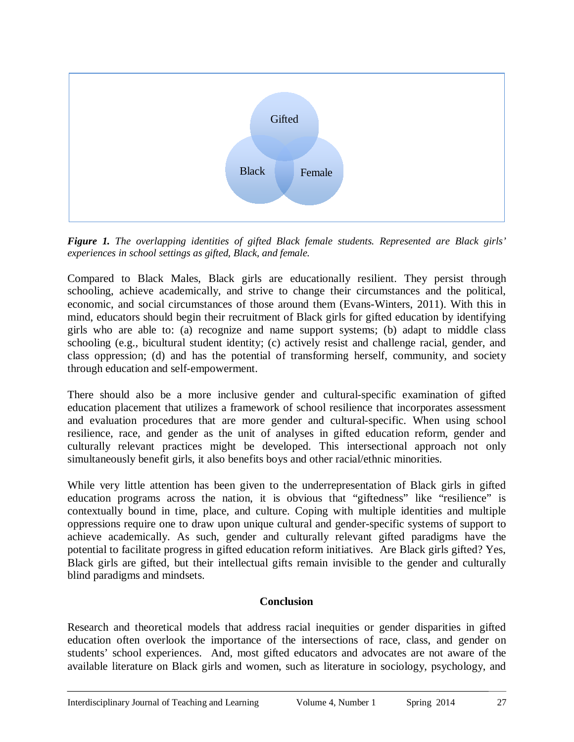Gifted

Black

Female

***Figure 1.*** *The overlapping identities of gifted Black female students. Represented are Black girls' experiences in school settings as gifted, Black, and female.*

Compared to Black Males, Black girls are educationally resilient. They persist through schooling, achieve academically, and strive to change their circumstances and the political, economic, and social circumstances of those around them (Evans-Winters, 2011). With this in mind, educators should begin their recruitment of Black girls for gifted education by identifying girls who are able to: (a) recognize and name support systems; (b) adapt to middle class schooling (e.g., bicultural student identity; (c) actively resist and challenge racial, gender, and class oppression; (d) and has the potential of transforming herself, community, and society through education and self-empowerment.

There should also be a more inclusive gender and cultural-specific examination of gifted education placement that utilizes a framework of school resilience that incorporates assessment and evaluation procedures that are more gender and cultural-specific. When using school resilience, race, and gender as the unit of analyses in gifted education reform, gender and culturally relevant practices might be developed. This intersectional approach not only simultaneously benefit girls, it also benefits boys and other racial/ethnic minorities.

While very little attention has been given to the underrepresentation of Black girls in gifted education programs across the nation, it is obvious that "giftedness" like "resilience" is contextually bound in time, place, and culture. Coping with multiple identities and multiple oppressions require one to draw upon unique cultural and gender-specific systems of support to achieve academically. As such, gender and culturally relevant gifted paradigms have the potential to facilitate progress in gifted education reform initiatives. Are Black girls gifted? Yes, Black girls are gifted, but their intellectual gifts remain invisible to the gender and culturally blind paradigms and mindsets.

## Conclusion

Research and theoretical models that address racial inequities or gender disparities in gifted education often overlook the importance of the intersections of race, class, and gender on students' school experiences. And, most gifted educators and advocates are not aware of the available literature on Black girls and women, such as literature in sociology, psychology, and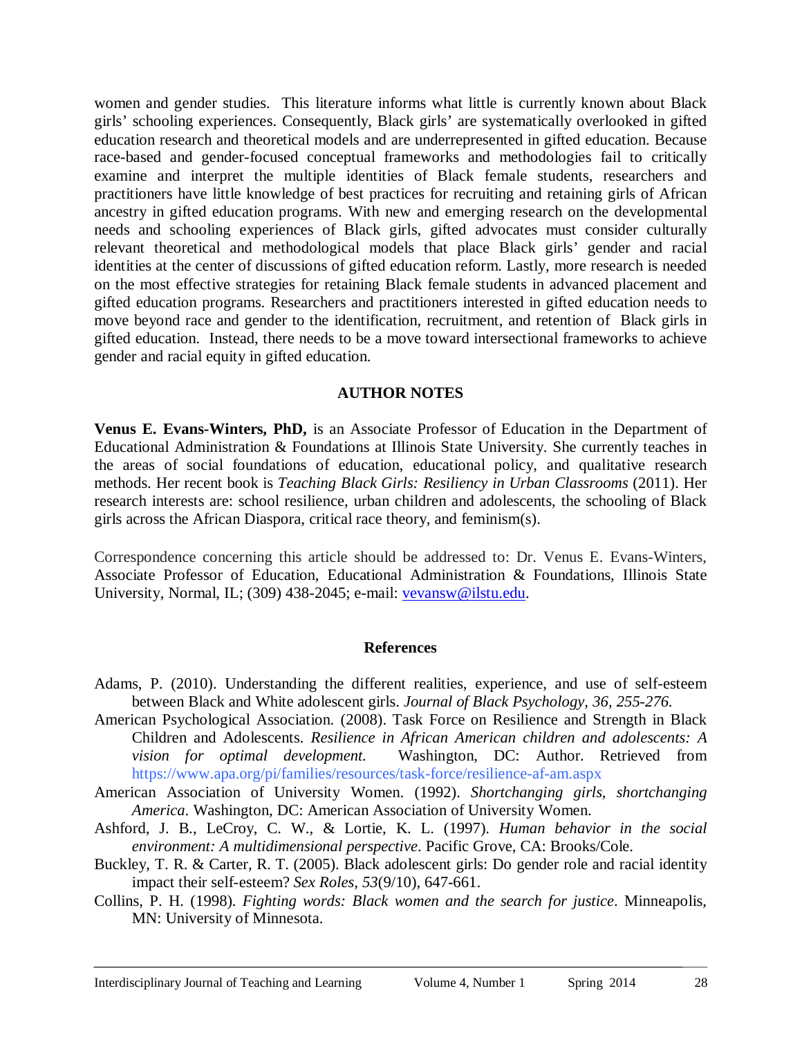women and gender studies. This literature informs what little is currently known about Black girls' schooling experiences. Consequently, Black girls' are systematically overlooked in gifted education research and theoretical models and are underrepresented in gifted education. Because race-based and gender-focused conceptual frameworks and methodologies fail to critically examine and interpret the multiple identities of Black female students, researchers and practitioners have little knowledge of best practices for recruiting and retaining girls of African ancestry in gifted education programs. With new and emerging research on the developmental needs and schooling experiences of Black girls, gifted advocates must consider culturally relevant theoretical and methodological models that place Black girls' gender and racial identities at the center of discussions of gifted education reform. Lastly, more research is needed on the most effective strategies for retaining Black female students in advanced placement and gifted education programs. Researchers and practitioners interested in gifted education needs to move beyond race and gender to the identification, recruitment, and retention of Black girls in gifted education. Instead, there needs to be a move toward intersectional frameworks to achieve gender and racial equity in gifted education.

## AUTHOR NOTES

**Venus E. Evans-Winters, PhD,** is an Associate Professor of Education in the Department of Educational Administration & Foundations at Illinois State University. She currently teaches in the areas of social foundations of education, educational policy, and qualitative research methods. Her recent book is *Teaching Black Girls: Resiliency in Urban Classrooms* (2011). Her research interests are: school resilience, urban children and adolescents, the schooling of Black girls across the African Diaspora, critical race theory, and feminism(s).

Correspondence concerning this article should be addressed to: Dr. Venus E. Evans-Winters, Associate Professor of Education, Educational Administration & Foundations, Illinois State University, Normal, IL; (309) 438-2045; e-mail: vevansw@ilstu.edu.

## References

Adams, P. (2010). Understanding the different realities, experience, and use of self-esteem between Black and White adolescent girls. *Journal of Black Psychology, 36, 255-276.*

American Psychological Association. (2008). Task Force on Resilience and Strength in Black Children and Adolescents. *Resilience in African American children and adolescents: A vision for optimal development.* Washington, DC: Author. Retrieved from https://www.apa.org/pi/families/resources/task-force/resilience-af-am.aspx

American Association of University Women. (1992). *Shortchanging girls, shortchanging America*. Washington, DC: American Association of University Women.

Ashford, J. B., LeCroy, C. W., & Lortie, K. L. (1997). *Human behavior in the social environment: A multidimensional perspective*. Pacific Grove, CA: Brooks/Cole.

Buckley, T. R. & Carter, R. T. (2005). Black adolescent girls: Do gender role and racial identity impact their self-esteem? *Sex Roles*, *53*(9/10), 647-661.

Collins, P. H. (1998). *Fighting words: Black women and the search for justice*. Minneapolis, MN: University of Minnesota.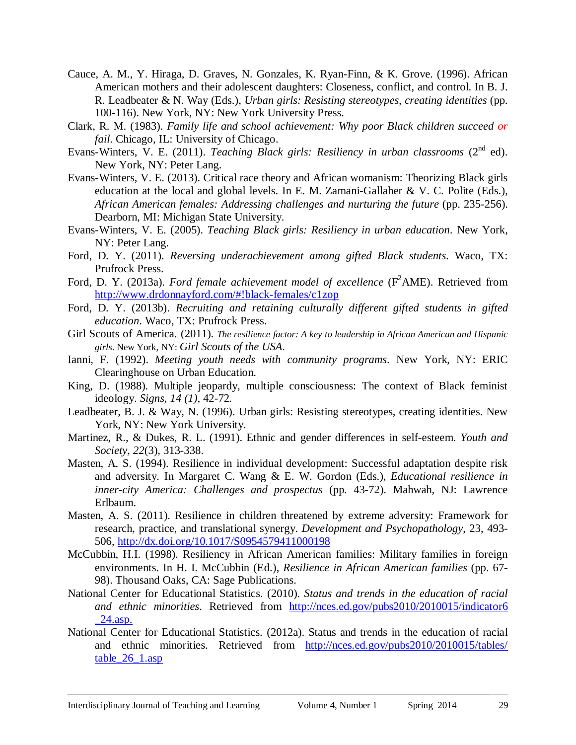Cauce, A. M., Y. Hiraga, D. Graves, N. Gonzales, K. Ryan-Finn, & K. Grove. (1996). African American mothers and their adolescent daughters: Closeness, conflict, and control. In B. J. R. Leadbeater & N. Way (Eds.), *Urban girls: Resisting stereotypes, creating identities* (pp. 100-116). New York, NY: New York University Press.

Clark, R. M. (1983). *Family life and school achievement: Why poor Black children succeed or fail.* Chicago, IL: University of Chicago.

Evans-Winters, V. E. (2011). *Teaching Black girls: Resiliency in urban classrooms* (2nd ed). New York, NY: Peter Lang.

Evans-Winters, V. E. (2013). Critical race theory and African womanism: Theorizing Black girls education at the local and global levels. In E. M. Zamani-Gallaher & V. C. Polite (Eds.), *African American females: Addressing challenges and nurturing the future* (pp. 235-256). Dearborn, MI: Michigan State University.

Evans-Winters, V. E. (2005). *Teaching Black girls: Resiliency in urban education*. New York, NY: Peter Lang.

Ford, D. Y. (2011). *Reversing underachievement among gifted Black students*. Waco, TX: Prufrock Press.

Ford, D. Y. (2013a). *Ford female achievement model of excellence* ($F^2$AME). Retrieved from http://www.drdonnayford.com/#!black-females/c1zop

Ford, D. Y. (2013b). *Recruiting and retaining culturally different gifted students in gifted education*. Waco, TX: Prufrock Press.

Girl Scouts of America. (2011). *The resilience factor: A key to leadership in African American and Hispanic girls*. New York, NY: *Girl Scouts of the USA*.

Ianni, F. (1992). *Meeting youth needs with community programs*. New York, NY: ERIC Clearinghouse on Urban Education.

King, D. (1988). Multiple jeopardy, multiple consciousness: The context of Black feminist ideology. *Signs, 14 (1)*, 42-72.

Leadbeater, B. J. & Way, N. (1996). Urban girls: Resisting stereotypes, creating identities. New York, NY: New York University.

Martinez, R., & Dukes, R. L. (1991). Ethnic and gender differences in self-esteem. *Youth and Society*, *22*(3), 313-338.

Masten, A. S. (1994). Resilience in individual development: Successful adaptation despite risk and adversity. In Margaret C. Wang & E. W. Gordon (Eds.), *Educational resilience in inner-city America: Challenges and prospectus* (pp. 43-72). Mahwah, NJ: Lawrence Erlbaum.

Masten, A. S. (2011). Resilience in children threatened by extreme adversity: Framework for research, practice, and translational synergy. *Development and Psychopathology*, 23, 493-506, http://dx.doi.org/10.1017/S0954579411000198

McCubbin, H.I. (1998). Resiliency in African American families: Military families in foreign environments. In H. I. McCubbin (Ed.), *Resilience in African American families* (pp. 67-98). Thousand Oaks, CA: Sage Publications.

National Center for Educational Statistics. (2010). *Status and trends in the education of racial and ethnic minorities*. Retrieved from http://nces.ed.gov/pubs2010/2010015/indicator6_24.asp.

National Center for Educational Statistics. (2012a). Status and trends in the education of racial and ethnic minorities. Retrieved from http://nces.ed.gov/pubs2010/2010015/tables/table_26_1.asp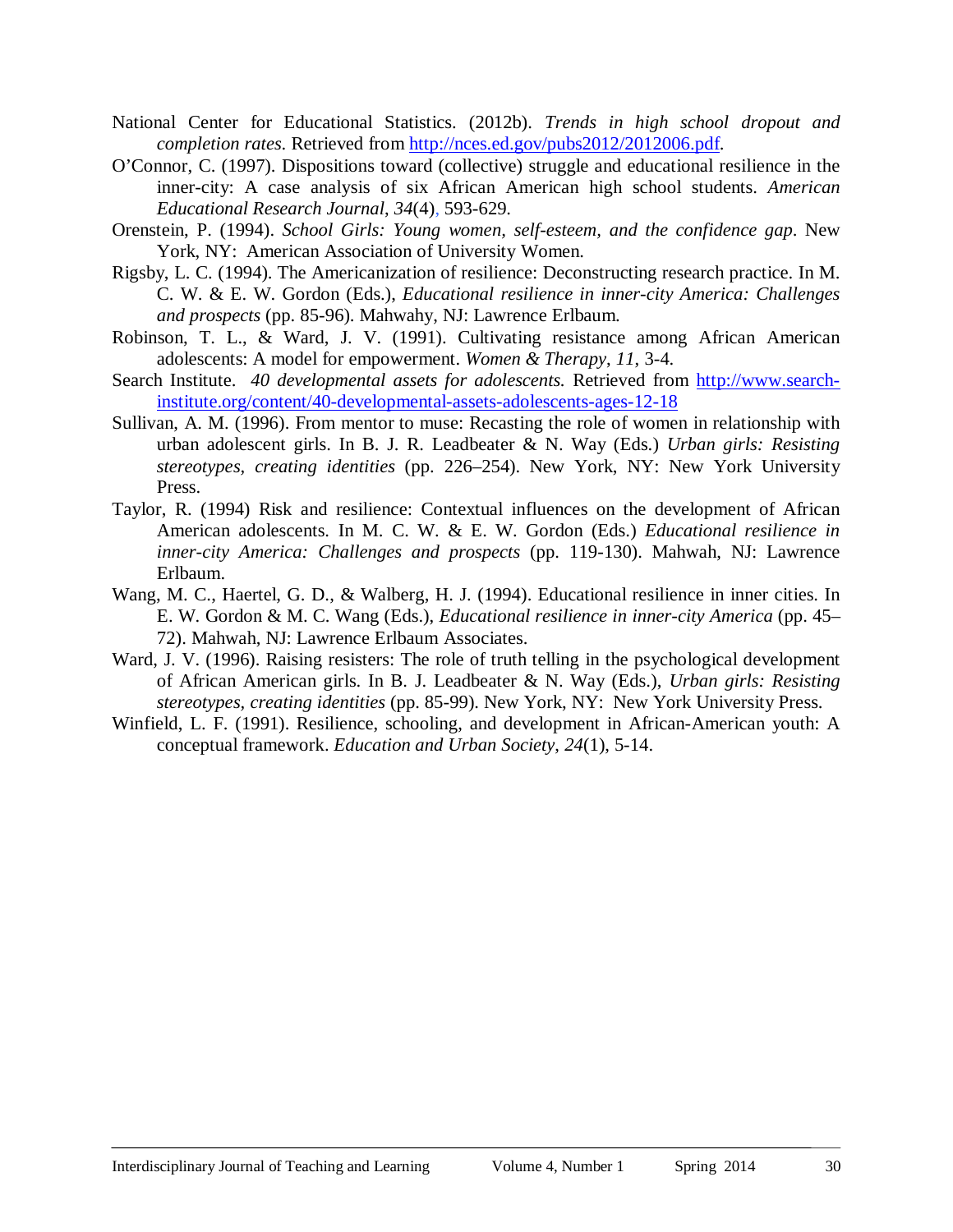National Center for Educational Statistics. (2012b). *Trends in high school dropout and completion rates*. Retrieved from http://nces.ed.gov/pubs2012/2012006.pdf.

O'Connor, C. (1997). Dispositions toward (collective) struggle and educational resilience in the inner-city: A case analysis of six African American high school students. *American Educational Research Journal*, *34*(4), 593-629.

Orenstein, P. (1994). *School Girls: Young women, self-esteem, and the confidence gap*. New York, NY: American Association of University Women.

Rigsby, L. C. (1994). The Americanization of resilience: Deconstructing research practice. In M. C. W. & E. W. Gordon (Eds.), *Educational resilience in inner-city America: Challenges and prospects* (pp. 85-96). Mahwahy, NJ: Lawrence Erlbaum.

Robinson, T. L., & Ward, J. V. (1991). Cultivating resistance among African American adolescents: A model for empowerment. *Women & Therapy*, *11*, 3-4.

Search Institute. *40 developmental assets for adolescents.* Retrieved from http://www.search-institute.org/content/40-developmental-assets-adolescents-ages-12-18

Sullivan, A. M. (1996). From mentor to muse: Recasting the role of women in relationship with urban adolescent girls. In B. J. R. Leadbeater & N. Way (Eds.) *Urban girls: Resisting stereotypes, creating identities* (pp. 226–254). New York, NY: New York University Press.

Taylor, R. (1994) Risk and resilience: Contextual influences on the development of African American adolescents. In M. C. W. & E. W. Gordon (Eds.) *Educational resilience in inner-city America: Challenges and prospects* (pp. 119-130). Mahwah, NJ: Lawrence Erlbaum.

Wang, M. C., Haertel, G. D., & Walberg, H. J. (1994). Educational resilience in inner cities. In E. W. Gordon & M. C. Wang (Eds.), *Educational resilience in inner-city America* (pp. 45–72). Mahwah, NJ: Lawrence Erlbaum Associates.

Ward, J. V. (1996). Raising resisters: The role of truth telling in the psychological development of African American girls. In B. J. Leadbeater & N. Way (Eds.), *Urban girls: Resisting stereotypes, creating identities* (pp. 85-99). New York, NY: New York University Press.

Winfield, L. F. (1991). Resilience, schooling, and development in African-American youth: A conceptual framework. *Education and Urban Society*, *24*(1), 5-14.